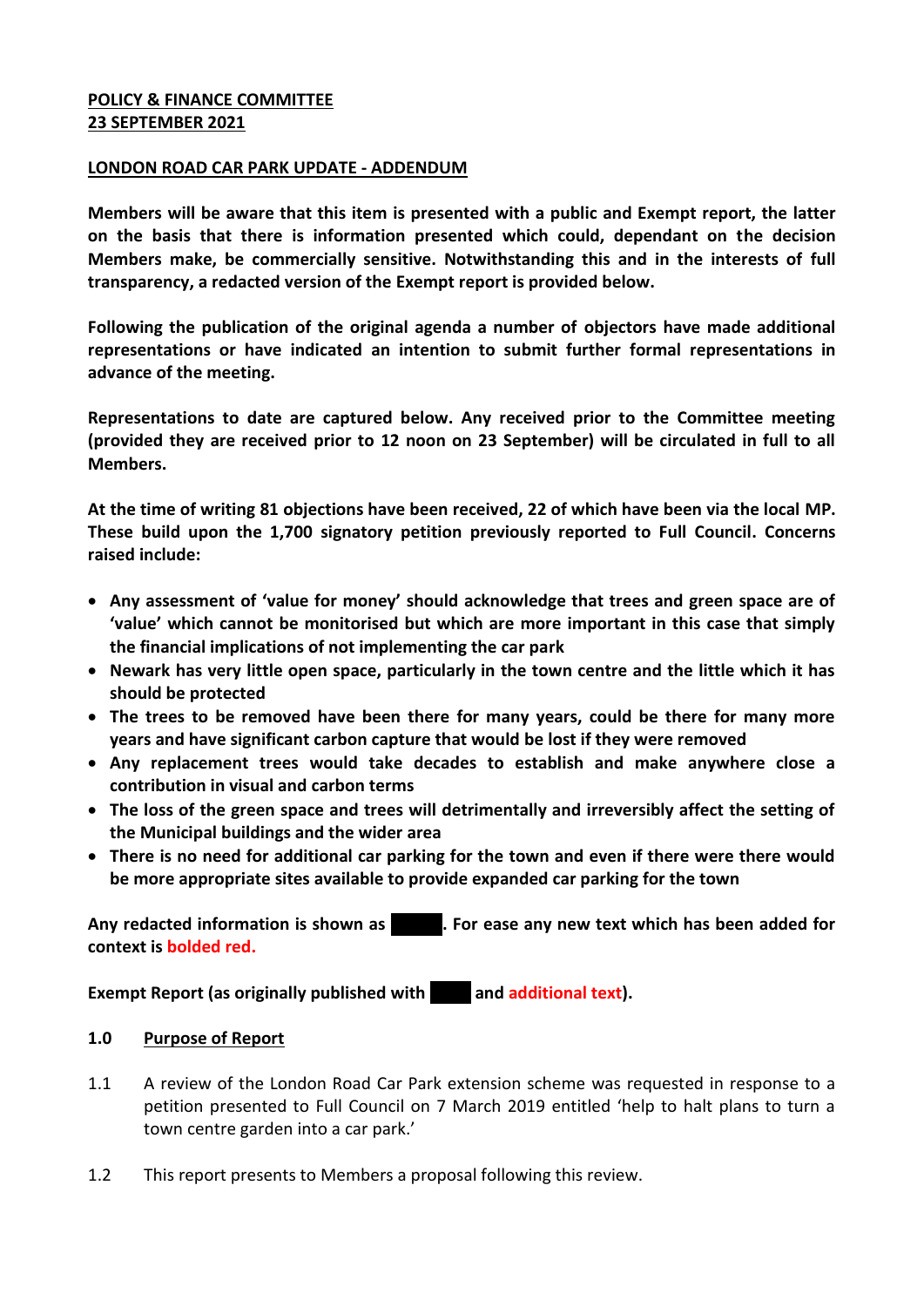**POLICY & FINANCE COMMITTEE**
**23 SEPTEMBER 2021**

**LONDON ROAD CAR PARK UPDATE - ADDENDUM**

**Members will be aware that this item is presented with a public and Exempt report, the latter on the basis that there is information presented which could, dependant on the decision Members make, be commercially sensitive. Notwithstanding this and in the interests of full transparency, a redacted version of the Exempt report is provided below.**

**Following the publication of the original agenda a number of objectors have made additional representations or have indicated an intention to submit further formal representations in advance of the meeting.**

**Representations to date are captured below. Any received prior to the Committee meeting (provided they are received prior to 12 noon on 23 September) will be circulated in full to all Members.**

**At the time of writing 81 objections have been received, 22 of which have been via the local MP. These build upon the 1,700 signatory petition previously reported to Full Council. Concerns raised include:**

- **Any assessment of 'value for money' should acknowledge that trees and green space are of 'value' which cannot be monitorised but which are more important in this case that simply the financial implications of not implementing the car park**
- **Newark has very little open space, particularly in the town centre and the little which it has should be protected**
- **The trees to be removed have been there for many years, could be there for many more years and have significant carbon capture that would be lost if they were removed**
- **Any replacement trees would take decades to establish and make anywhere close a contribution in visual and carbon terms**
- **The loss of the green space and trees will detrimentally and irreversibly affect the setting of the Municipal buildings and the wider area**
- **There is no need for additional car parking for the town and even if there were there would be more appropriate sites available to provide expanded car parking for the town**

**Any redacted information is shown as ████. For ease any new text which has been added for context is bolded red.**

**Exempt Report (as originally published with ████ and additional text).**

## 1.0 Purpose of Report

1.1 A review of the London Road Car Park extension scheme was requested in response to a petition presented to Full Council on 7 March 2019 entitled 'help to halt plans to turn a town centre garden into a car park.'

1.2 This report presents to Members a proposal following this review.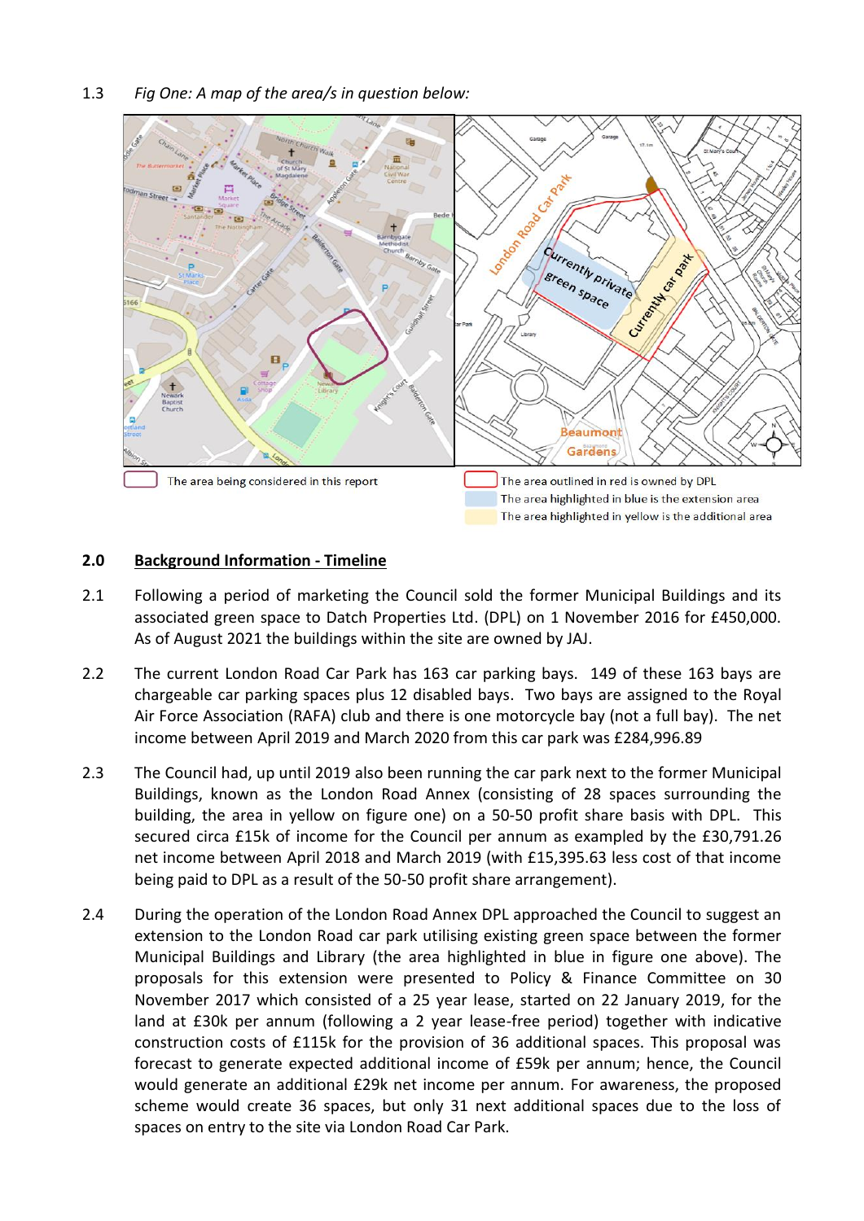1.3 *Fig One: A map of the area/s in question below:*

The area being considered in this report

The area outlined in red is owned by DPL
The area highlighted in blue is the extension area
The area highlighted in yellow is the additional area

## 2.0 Background Information - Timeline

2.1 Following a period of marketing the Council sold the former Municipal Buildings and its associated green space to Datch Properties Ltd. (DPL) on 1 November 2016 for £450,000. As of August 2021 the buildings within the site are owned by JAJ.

2.2 The current London Road Car Park has 163 car parking bays. 149 of these 163 bays are chargeable car parking spaces plus 12 disabled bays. Two bays are assigned to the Royal Air Force Association (RAFA) club and there is one motorcycle bay (not a full bay). The net income between April 2019 and March 2020 from this car park was £284,996.89

2.3 The Council had, up until 2019 also been running the car park next to the former Municipal Buildings, known as the London Road Annex (consisting of 28 spaces surrounding the building, the area in yellow on figure one) on a 50-50 profit share basis with DPL. This secured circa £15k of income for the Council per annum as exampled by the £30,791.26 net income between April 2018 and March 2019 (with £15,395.63 less cost of that income being paid to DPL as a result of the 50-50 profit share arrangement).

2.4 During the operation of the London Road Annex DPL approached the Council to suggest an extension to the London Road car park utilising existing green space between the former Municipal Buildings and Library (the area highlighted in blue in figure one above). The proposals for this extension were presented to Policy & Finance Committee on 30 November 2017 which consisted of a 25 year lease, started on 22 January 2019, for the land at £30k per annum (following a 2 year lease-free period) together with indicative construction costs of £115k for the provision of 36 additional spaces. This proposal was forecast to generate expected additional income of £59k per annum; hence, the Council would generate an additional £29k net income per annum. For awareness, the proposed scheme would create 36 spaces, but only 31 next additional spaces due to the loss of spaces on entry to the site via London Road Car Park.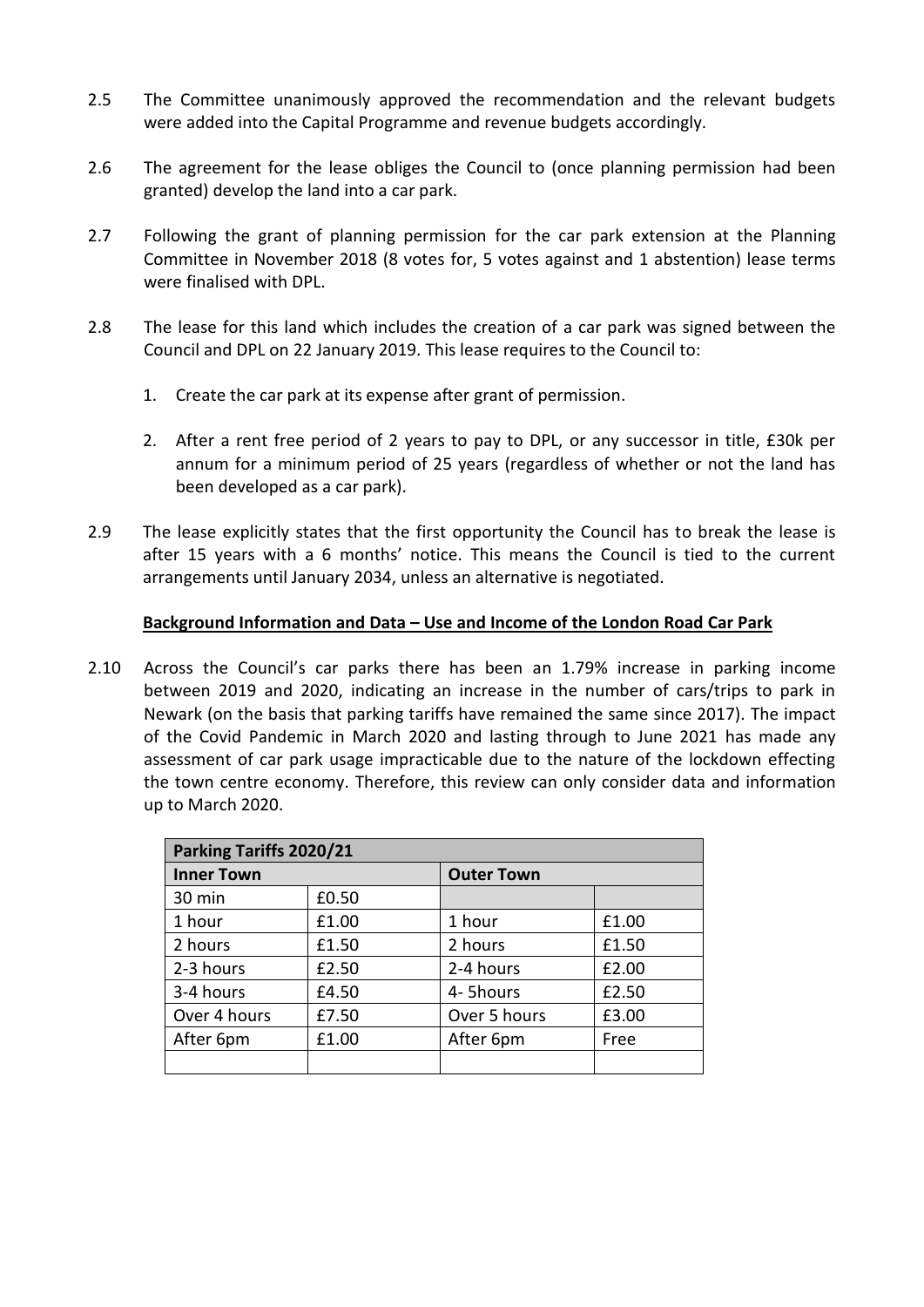2.5 The Committee unanimously approved the recommendation and the relevant budgets were added into the Capital Programme and revenue budgets accordingly.

2.6 The agreement for the lease obliges the Council to (once planning permission had been granted) develop the land into a car park.

2.7 Following the grant of planning permission for the car park extension at the Planning Committee in November 2018 (8 votes for, 5 votes against and 1 abstention) lease terms were finalised with DPL.

2.8 The lease for this land which includes the creation of a car park was signed between the Council and DPL on 22 January 2019. This lease requires to the Council to:

1. Create the car park at its expense after grant of permission.

2. After a rent free period of 2 years to pay to DPL, or any successor in title, £30k per annum for a minimum period of 25 years (regardless of whether or not the land has been developed as a car park).

2.9 The lease explicitly states that the first opportunity the Council has to break the lease is after 15 years with a 6 months' notice. This means the Council is tied to the current arrangements until January 2034, unless an alternative is negotiated.

**Background Information and Data – Use and Income of the London Road Car Park**

2.10 Across the Council's car parks there has been an 1.79% increase in parking income between 2019 and 2020, indicating an increase in the number of cars/trips to park in Newark (on the basis that parking tariffs have remained the same since 2017). The impact of the Covid Pandemic in March 2020 and lasting through to June 2021 has made any assessment of car park usage impracticable due to the nature of the lockdown effecting the town centre economy. Therefore, this review can only consider data and information up to March 2020.

| **Parking Tariffs 2020/21** | | | |
|---|---|---|---|
| **Inner Town** | | **Outer Town** | |
| 30 min | £0.50 | | |
| 1 hour | £1.00 | 1 hour | £1.00 |
| 2 hours | £1.50 | 2 hours | £1.50 |
| 2-3 hours | £2.50 | 2-4 hours | £2.00 |
| 3-4 hours | £4.50 | 4- 5hours | £2.50 |
| Over 4 hours | £7.50 | Over 5 hours | £3.00 |
| After 6pm | £1.00 | After 6pm | Free |
| | | | |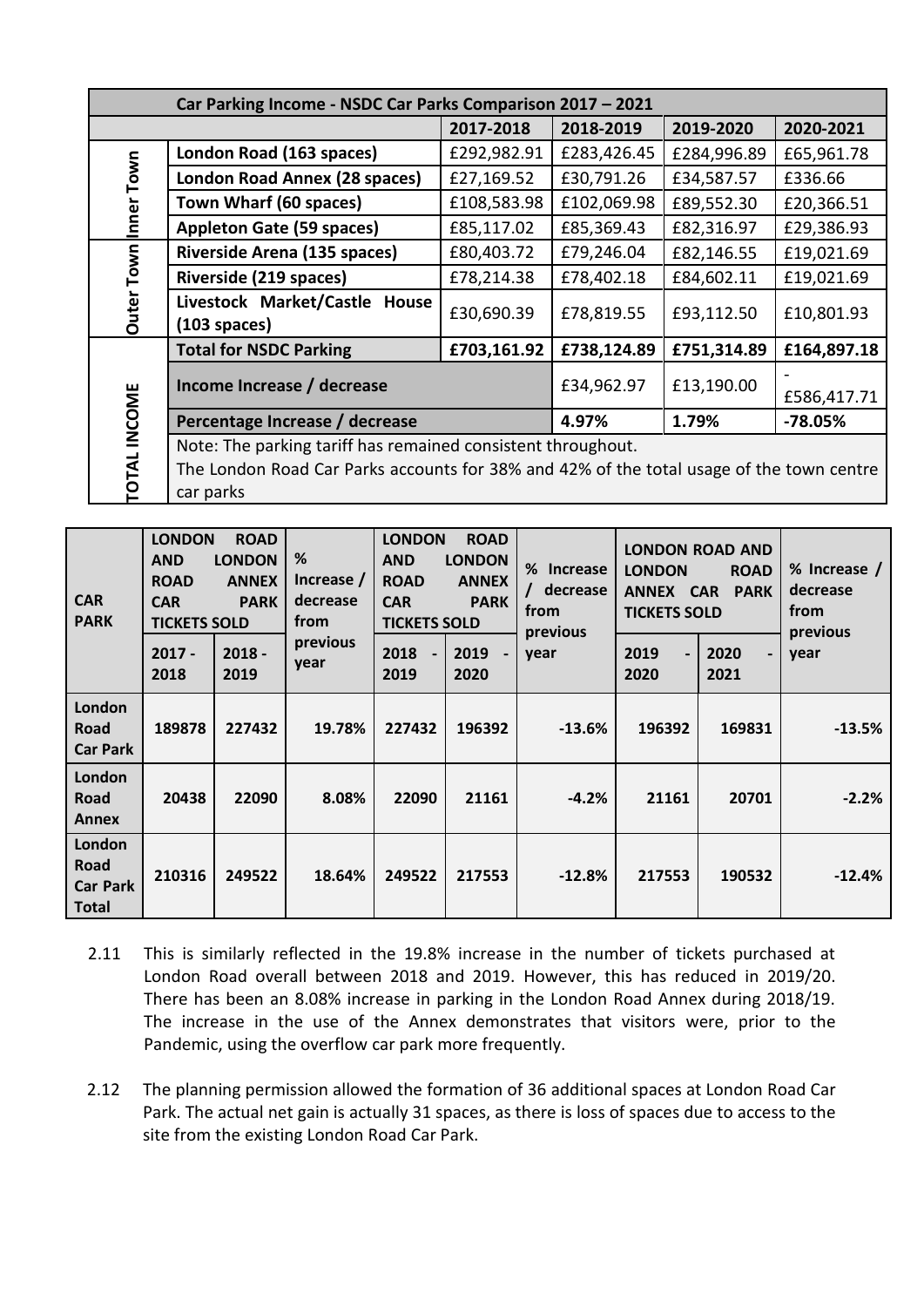| | Car Parking Income - NSDC Car Parks Comparison 2017 – 2021 | | | | |
|---|---|---|---|---|---|
| | | 2017-2018 | 2018-2019 | 2019-2020 | 2020-2021 |
| Inner Town | London Road (163 spaces) | £292,982.91 | £283,426.45 | £284,996.89 | £65,961.78 |
| | London Road Annex (28 spaces) | £27,169.52 | £30,791.26 | £34,587.57 | £336.66 |
| | Town Wharf (60 spaces) | £108,583.98 | £102,069.98 | £89,552.30 | £20,366.51 |
| | Appleton Gate (59 spaces) | £85,117.02 | £85,369.43 | £82,316.97 | £29,386.93 |
| Outer Town | Riverside Arena (135 spaces) | £80,403.72 | £79,246.04 | £82,146.55 | £19,021.69 |
| | Riverside (219 spaces) | £78,214.38 | £78,402.18 | £84,602.11 | £19,021.69 |
| | Livestock Market/Castle House (103 spaces) | £30,690.39 | £78,819.55 | £93,112.50 | £10,801.93 |
| TOTAL INCOME | Total for NSDC Parking | £703,161.92 | £738,124.89 | £751,314.89 | £164,897.18 |
| | Income Increase / decrease | | £34,962.97 | £13,190.00 | -£586,417.71 |
| | Percentage Increase / decrease | | 4.97% | 1.79% | -78.05% |
| | Note: The parking tariff has remained consistent throughout. The London Road Car Parks accounts for 38% and 42% of the total usage of the town centre car parks | | | | |

| CAR PARK | LONDON ROAD AND LONDON ROAD ANNEX CAR PARK TICKETS SOLD | | % Increase / decrease from previous year | LONDON ROAD AND LONDON ROAD ANNEX CAR PARK TICKETS SOLD | | % Increase / decrease from previous year | LONDON ROAD AND LONDON ROAD ANNEX CAR PARK TICKETS SOLD | | % Increase / decrease from previous year |
|---|---|---|---|---|---|---|---|---|---|
| | 2017 - 2018 | 2018 - 2019 | | 2018 - 2019 | 2019 - 2020 | | 2019 - 2020 | 2020 - 2021 | |
| London Road Car Park | 189878 | 227432 | 19.78% | 227432 | 196392 | -13.6% | 196392 | 169831 | -13.5% |
| London Road Annex | 20438 | 22090 | 8.08% | 22090 | 21161 | -4.2% | 21161 | 20701 | -2.2% |
| London Road Car Park Total | 210316 | 249522 | 18.64% | 249522 | 217553 | -12.8% | 217553 | 190532 | -12.4% |

2.11 This is similarly reflected in the 19.8% increase in the number of tickets purchased at London Road overall between 2018 and 2019. However, this has reduced in 2019/20. There has been an 8.08% increase in parking in the London Road Annex during 2018/19. The increase in the use of the Annex demonstrates that visitors were, prior to the Pandemic, using the overflow car park more frequently.

2.12 The planning permission allowed the formation of 36 additional spaces at London Road Car Park. The actual net gain is actually 31 spaces, as there is loss of spaces due to access to the site from the existing London Road Car Park.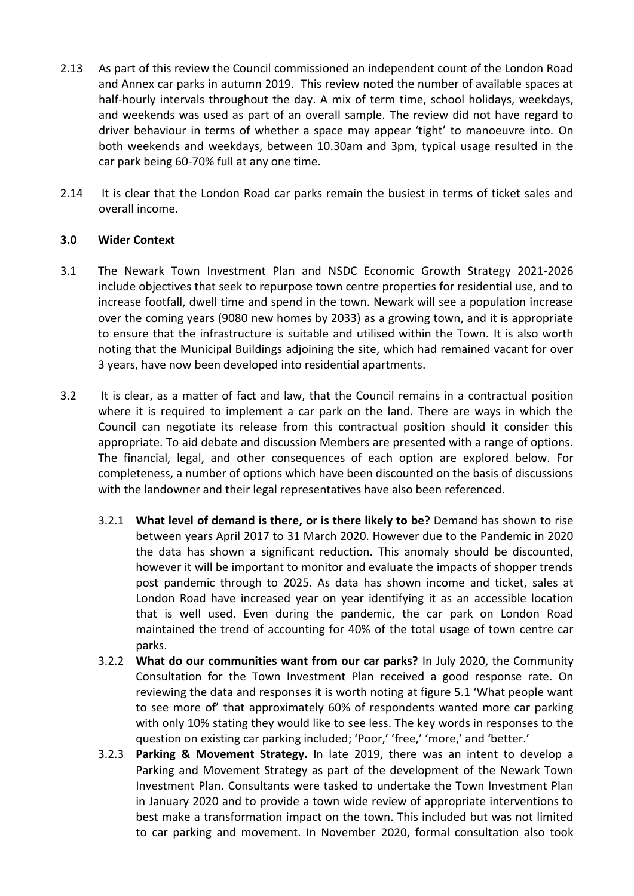2.13 As part of this review the Council commissioned an independent count of the London Road and Annex car parks in autumn 2019. This review noted the number of available spaces at half-hourly intervals throughout the day. A mix of term time, school holidays, weekdays, and weekends was used as part of an overall sample. The review did not have regard to driver behaviour in terms of whether a space may appear 'tight' to manoeuvre into. On both weekends and weekdays, between 10.30am and 3pm, typical usage resulted in the car park being 60-70% full at any one time.

2.14 It is clear that the London Road car parks remain the busiest in terms of ticket sales and overall income.

## 3.0 Wider Context

3.1 The Newark Town Investment Plan and NSDC Economic Growth Strategy 2021-2026 include objectives that seek to repurpose town centre properties for residential use, and to increase footfall, dwell time and spend in the town. Newark will see a population increase over the coming years (9080 new homes by 2033) as a growing town, and it is appropriate to ensure that the infrastructure is suitable and utilised within the Town. It is also worth noting that the Municipal Buildings adjoining the site, which had remained vacant for over 3 years, have now been developed into residential apartments.

3.2 It is clear, as a matter of fact and law, that the Council remains in a contractual position where it is required to implement a car park on the land. There are ways in which the Council can negotiate its release from this contractual position should it consider this appropriate. To aid debate and discussion Members are presented with a range of options. The financial, legal, and other consequences of each option are explored below. For completeness, a number of options which have been discounted on the basis of discussions with the landowner and their legal representatives have also been referenced.

3.2.1 **What level of demand is there, or is there likely to be?** Demand has shown to rise between years April 2017 to 31 March 2020. However due to the Pandemic in 2020 the data has shown a significant reduction. This anomaly should be discounted, however it will be important to monitor and evaluate the impacts of shopper trends post pandemic through to 2025. As data has shown income and ticket, sales at London Road have increased year on year identifying it as an accessible location that is well used. Even during the pandemic, the car park on London Road maintained the trend of accounting for 40% of the total usage of town centre car parks.

3.2.2 **What do our communities want from our car parks?** In July 2020, the Community Consultation for the Town Investment Plan received a good response rate. On reviewing the data and responses it is worth noting at figure 5.1 'What people want to see more of' that approximately 60% of respondents wanted more car parking with only 10% stating they would like to see less. The key words in responses to the question on existing car parking included; 'Poor,' 'free,' 'more,' and 'better.'

3.2.3 **Parking & Movement Strategy.** In late 2019, there was an intent to develop a Parking and Movement Strategy as part of the development of the Newark Town Investment Plan. Consultants were tasked to undertake the Town Investment Plan in January 2020 and to provide a town wide review of appropriate interventions to best make a transformation impact on the town. This included but was not limited to car parking and movement. In November 2020, formal consultation also took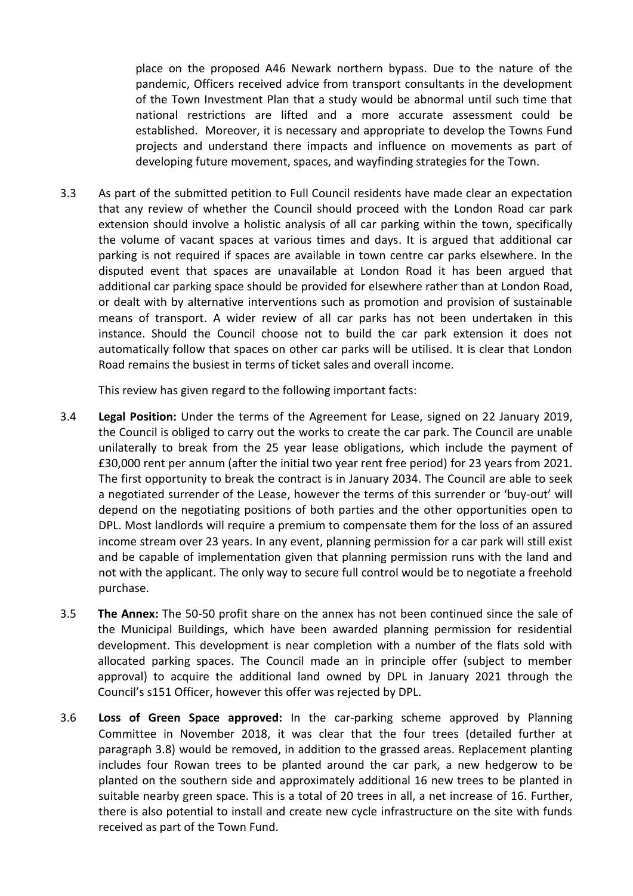place on the proposed A46 Newark northern bypass. Due to the nature of the pandemic, Officers received advice from transport consultants in the development of the Town Investment Plan that a study would be abnormal until such time that national restrictions are lifted and a more accurate assessment could be established. Moreover, it is necessary and appropriate to develop the Towns Fund projects and understand there impacts and influence on movements as part of developing future movement, spaces, and wayfinding strategies for the Town.

3.3 As part of the submitted petition to Full Council residents have made clear an expectation that any review of whether the Council should proceed with the London Road car park extension should involve a holistic analysis of all car parking within the town, specifically the volume of vacant spaces at various times and days. It is argued that additional car parking is not required if spaces are available in town centre car parks elsewhere. In the disputed event that spaces are unavailable at London Road it has been argued that additional car parking space should be provided for elsewhere rather than at London Road, or dealt with by alternative interventions such as promotion and provision of sustainable means of transport. A wider review of all car parks has not been undertaken in this instance. Should the Council choose not to build the car park extension it does not automatically follow that spaces on other car parks will be utilised. It is clear that London Road remains the busiest in terms of ticket sales and overall income.

This review has given regard to the following important facts:

3.4 **Legal Position:** Under the terms of the Agreement for Lease, signed on 22 January 2019, the Council is obliged to carry out the works to create the car park. The Council are unable unilaterally to break from the 25 year lease obligations, which include the payment of £30,000 rent per annum (after the initial two year rent free period) for 23 years from 2021. The first opportunity to break the contract is in January 2034. The Council are able to seek a negotiated surrender of the Lease, however the terms of this surrender or 'buy-out' will depend on the negotiating positions of both parties and the other opportunities open to DPL. Most landlords will require a premium to compensate them for the loss of an assured income stream over 23 years. In any event, planning permission for a car park will still exist and be capable of implementation given that planning permission runs with the land and not with the applicant. The only way to secure full control would be to negotiate a freehold purchase.

3.5 **The Annex:** The 50-50 profit share on the annex has not been continued since the sale of the Municipal Buildings, which have been awarded planning permission for residential development. This development is near completion with a number of the flats sold with allocated parking spaces. The Council made an in principle offer (subject to member approval) to acquire the additional land owned by DPL in January 2021 through the Council's s151 Officer, however this offer was rejected by DPL.

3.6 **Loss of Green Space approved:** In the car-parking scheme approved by Planning Committee in November 2018, it was clear that the four trees (detailed further at paragraph 3.8) would be removed, in addition to the grassed areas. Replacement planting includes four Rowan trees to be planted around the car park, a new hedgerow to be planted on the southern side and approximately additional 16 new trees to be planted in suitable nearby green space. This is a total of 20 trees in all, a net increase of 16. Further, there is also potential to install and create new cycle infrastructure on the site with funds received as part of the Town Fund.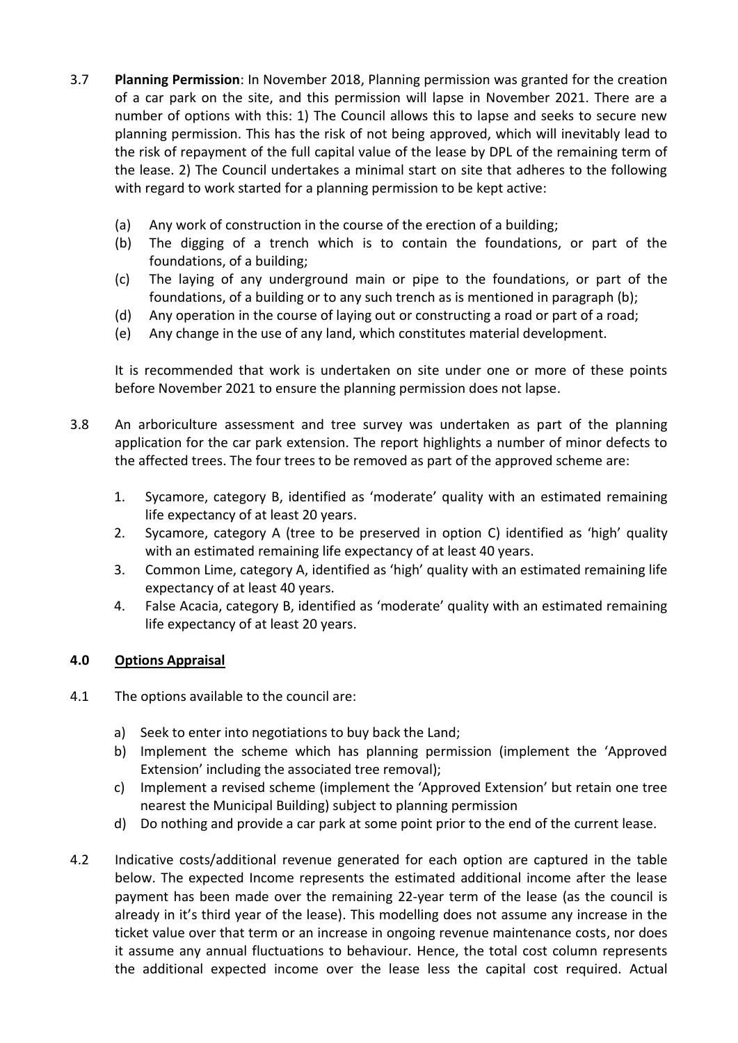3.7 **Planning Permission**: In November 2018, Planning permission was granted for the creation of a car park on the site, and this permission will lapse in November 2021. There are a number of options with this: 1) The Council allows this to lapse and seeks to secure new planning permission. This has the risk of not being approved, which will inevitably lead to the risk of repayment of the full capital value of the lease by DPL of the remaining term of the lease. 2) The Council undertakes a minimal start on site that adheres to the following with regard to work started for a planning permission to be kept active:

   (a) Any work of construction in the course of the erection of a building;
   (b) The digging of a trench which is to contain the foundations, or part of the foundations, of a building;
   (c) The laying of any underground main or pipe to the foundations, or part of the foundations, of a building or to any such trench as is mentioned in paragraph (b);
   (d) Any operation in the course of laying out or constructing a road or part of a road;
   (e) Any change in the use of any land, which constitutes material development.

   It is recommended that work is undertaken on site under one or more of these points before November 2021 to ensure the planning permission does not lapse.

3.8 An arboriculture assessment and tree survey was undertaken as part of the planning application for the car park extension. The report highlights a number of minor defects to the affected trees. The four trees to be removed as part of the approved scheme are:

   1. Sycamore, category B, identified as 'moderate' quality with an estimated remaining life expectancy of at least 20 years.
   2. Sycamore, category A (tree to be preserved in option C) identified as 'high' quality with an estimated remaining life expectancy of at least 40 years.
   3. Common Lime, category A, identified as 'high' quality with an estimated remaining life expectancy of at least 40 years.
   4. False Acacia, category B, identified as 'moderate' quality with an estimated remaining life expectancy of at least 20 years.

## 4.0 Options Appraisal

4.1 The options available to the council are:

   a) Seek to enter into negotiations to buy back the Land;
   b) Implement the scheme which has planning permission (implement the 'Approved Extension' including the associated tree removal);
   c) Implement a revised scheme (implement the 'Approved Extension' but retain one tree nearest the Municipal Building) subject to planning permission
   d) Do nothing and provide a car park at some point prior to the end of the current lease.

4.2 Indicative costs/additional revenue generated for each option are captured in the table below. The expected Income represents the estimated additional income after the lease payment has been made over the remaining 22-year term of the lease (as the council is already in it's third year of the lease). This modelling does not assume any increase in the ticket value over that term or an increase in ongoing revenue maintenance costs, nor does it assume any annual fluctuations to behaviour. Hence, the total cost column represents the additional expected income over the lease less the capital cost required. Actual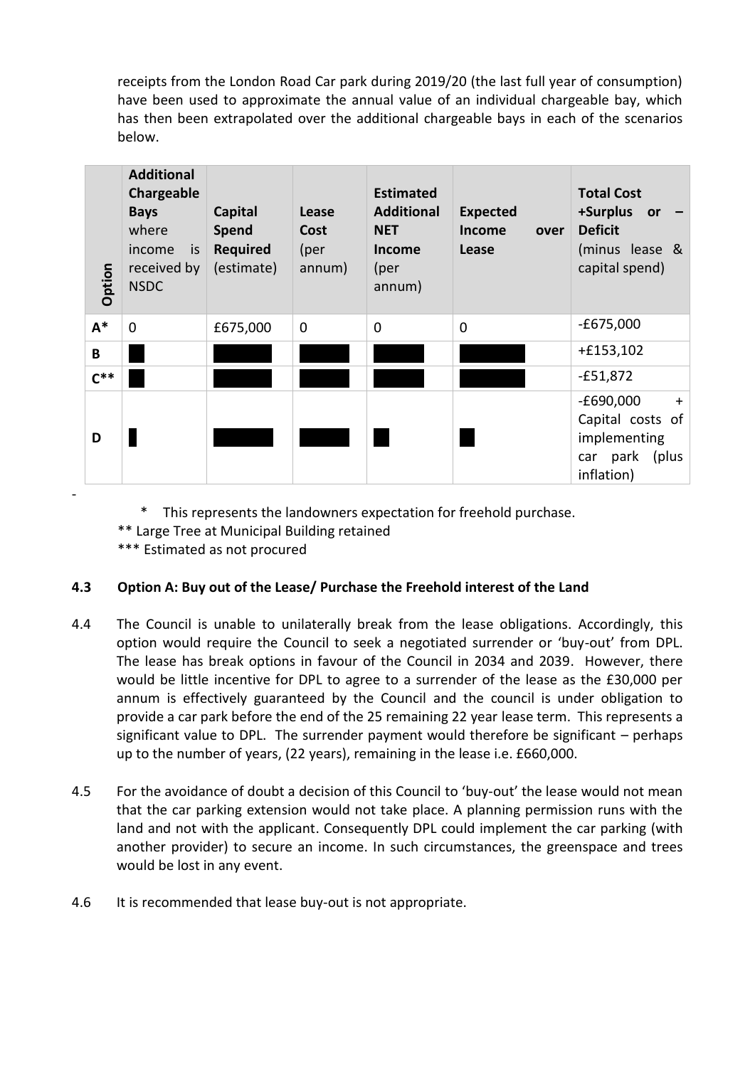receipts from the London Road Car park during 2019/20 (the last full year of consumption) have been used to approximate the annual value of an individual chargeable bay, which has then been extrapolated over the additional chargeable bays in each of the scenarios below.

| Option | **Additional Chargeable Bays** where income is received by NSDC | **Capital Spend Required** (estimate) | **Lease Cost** (per annum) | **Estimated Additional NET Income** (per annum) | **Expected Income over Lease** | **Total Cost +Surplus or – Deficit** (minus lease & capital spend) |
|---|---|---|---|---|---|---|
| **A*** | 0 | £675,000 | 0 | 0 | 0 | -£675,000 |
| **B** | █ | █ | █ | █ | █ | +£153,102 |
| **C**** | █ | █ | █ | █ | █ | -£51,872 |
| **D** | █ | █ | █ | █ | █ | -£690,000 + Capital costs of implementing car park (plus inflation) |

\* This represents the landowners expectation for freehold purchase.
** Large Tree at Municipal Building retained
*** Estimated as not procured

#### 4.3 Option A: Buy out of the Lease/ Purchase the Freehold interest of the Land

4.4 The Council is unable to unilaterally break from the lease obligations. Accordingly, this option would require the Council to seek a negotiated surrender or 'buy-out' from DPL. The lease has break options in favour of the Council in 2034 and 2039. However, there would be little incentive for DPL to agree to a surrender of the lease as the £30,000 per annum is effectively guaranteed by the Council and the council is under obligation to provide a car park before the end of the 25 remaining 22 year lease term. This represents a significant value to DPL. The surrender payment would therefore be significant – perhaps up to the number of years, (22 years), remaining in the lease i.e. £660,000.

4.5 For the avoidance of doubt a decision of this Council to 'buy-out' the lease would not mean that the car parking extension would not take place. A planning permission runs with the land and not with the applicant. Consequently DPL could implement the car parking (with another provider) to secure an income. In such circumstances, the greenspace and trees would be lost in any event.

4.6 It is recommended that lease buy-out is not appropriate.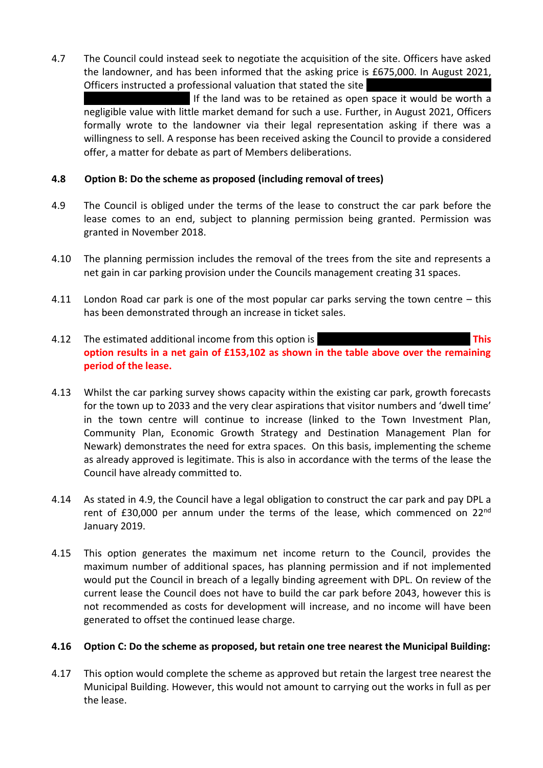4.7 The Council could instead seek to negotiate the acquisition of the site. Officers have asked the landowner, and has been informed that the asking price is £675,000. In August 2021, Officers instructed a professional valuation that stated the site ██████████████████ ██████████████████ If the land was to be retained as open space it would be worth a negligible value with little market demand for such a use. Further, in August 2021, Officers formally wrote to the landowner via their legal representation asking if there was a willingness to sell. A response has been received asking the Council to provide a considered offer, a matter for debate as part of Members deliberations.

**4.8 Option B: Do the scheme as proposed (including removal of trees)**

4.9 The Council is obliged under the terms of the lease to construct the car park before the lease comes to an end, subject to planning permission being granted. Permission was granted in November 2018.

4.10 The planning permission includes the removal of the trees from the site and represents a net gain in car parking provision under the Councils management creating 31 spaces.

4.11 London Road car park is one of the most popular car parks serving the town centre – this has been demonstrated through an increase in ticket sales.

4.12 The estimated additional income from this option is ██████████████████████ **This option results in a net gain of £153,102 as shown in the table above over the remaining period of the lease.**

4.13 Whilst the car parking survey shows capacity within the existing car park, growth forecasts for the town up to 2033 and the very clear aspirations that visitor numbers and 'dwell time' in the town centre will continue to increase (linked to the Town Investment Plan, Community Plan, Economic Growth Strategy and Destination Management Plan for Newark) demonstrates the need for extra spaces. On this basis, implementing the scheme as already approved is legitimate. This is also in accordance with the terms of the lease the Council have already committed to.

4.14 As stated in 4.9, the Council have a legal obligation to construct the car park and pay DPL a rent of £30,000 per annum under the terms of the lease, which commenced on 22nd January 2019.

4.15 This option generates the maximum net income return to the Council, provides the maximum number of additional spaces, has planning permission and if not implemented would put the Council in breach of a legally binding agreement with DPL. On review of the current lease the Council does not have to build the car park before 2043, however this is not recommended as costs for development will increase, and no income will have been generated to offset the continued lease charge.

**4.16 Option C: Do the scheme as proposed, but retain one tree nearest the Municipal Building:**

4.17 This option would complete the scheme as approved but retain the largest tree nearest the Municipal Building. However, this would not amount to carrying out the works in full as per the lease.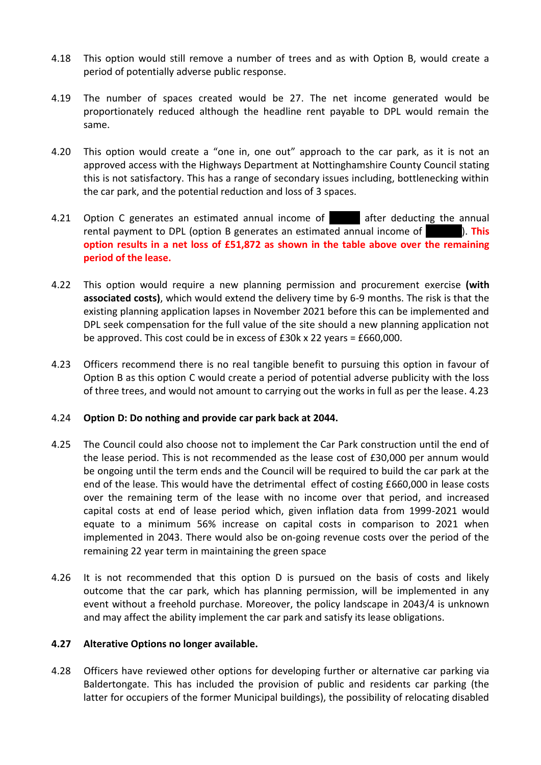4.18 This option would still remove a number of trees and as with Option B, would create a period of potentially adverse public response.

4.19 The number of spaces created would be 27. The net income generated would be proportionately reduced although the headline rent payable to DPL would remain the same.

4.20 This option would create a "one in, one out" approach to the car park, as it is not an approved access with the Highways Department at Nottinghamshire County Council stating this is not satisfactory. This has a range of secondary issues including, bottlenecking within the car park, and the potential reduction and loss of 3 spaces.

4.21 Option C generates an estimated annual income of [redacted] after deducting the annual rental payment to DPL (option B generates an estimated annual income of [redacted]). **This option results in a net loss of £51,872 as shown in the table above over the remaining period of the lease.**

4.22 This option would require a new planning permission and procurement exercise **(with associated costs)**, which would extend the delivery time by 6-9 months. The risk is that the existing planning application lapses in November 2021 before this can be implemented and DPL seek compensation for the full value of the site should a new planning application not be approved. This cost could be in excess of £30k x 22 years = £660,000.

4.23 Officers recommend there is no real tangible benefit to pursuing this option in favour of Option B as this option C would create a period of potential adverse publicity with the loss of three trees, and would not amount to carrying out the works in full as per the lease. 4.23

4.24 **Option D: Do nothing and provide car park back at 2044.**

4.25 The Council could also choose not to implement the Car Park construction until the end of the lease period. This is not recommended as the lease cost of £30,000 per annum would be ongoing until the term ends and the Council will be required to build the car park at the end of the lease. This would have the detrimental effect of costing £660,000 in lease costs over the remaining term of the lease with no income over that period, and increased capital costs at end of lease period which, given inflation data from 1999-2021 would equate to a minimum 56% increase on capital costs in comparison to 2021 when implemented in 2043. There would also be on-going revenue costs over the period of the remaining 22 year term in maintaining the green space

4.26 It is not recommended that this option D is pursued on the basis of costs and likely outcome that the car park, which has planning permission, will be implemented in any event without a freehold purchase. Moreover, the policy landscape in 2043/4 is unknown and may affect the ability implement the car park and satisfy its lease obligations.

**4.27 Alterative Options no longer available.**

4.28 Officers have reviewed other options for developing further or alternative car parking via Baldertongate. This has included the provision of public and residents car parking (the latter for occupiers of the former Municipal buildings), the possibility of relocating disabled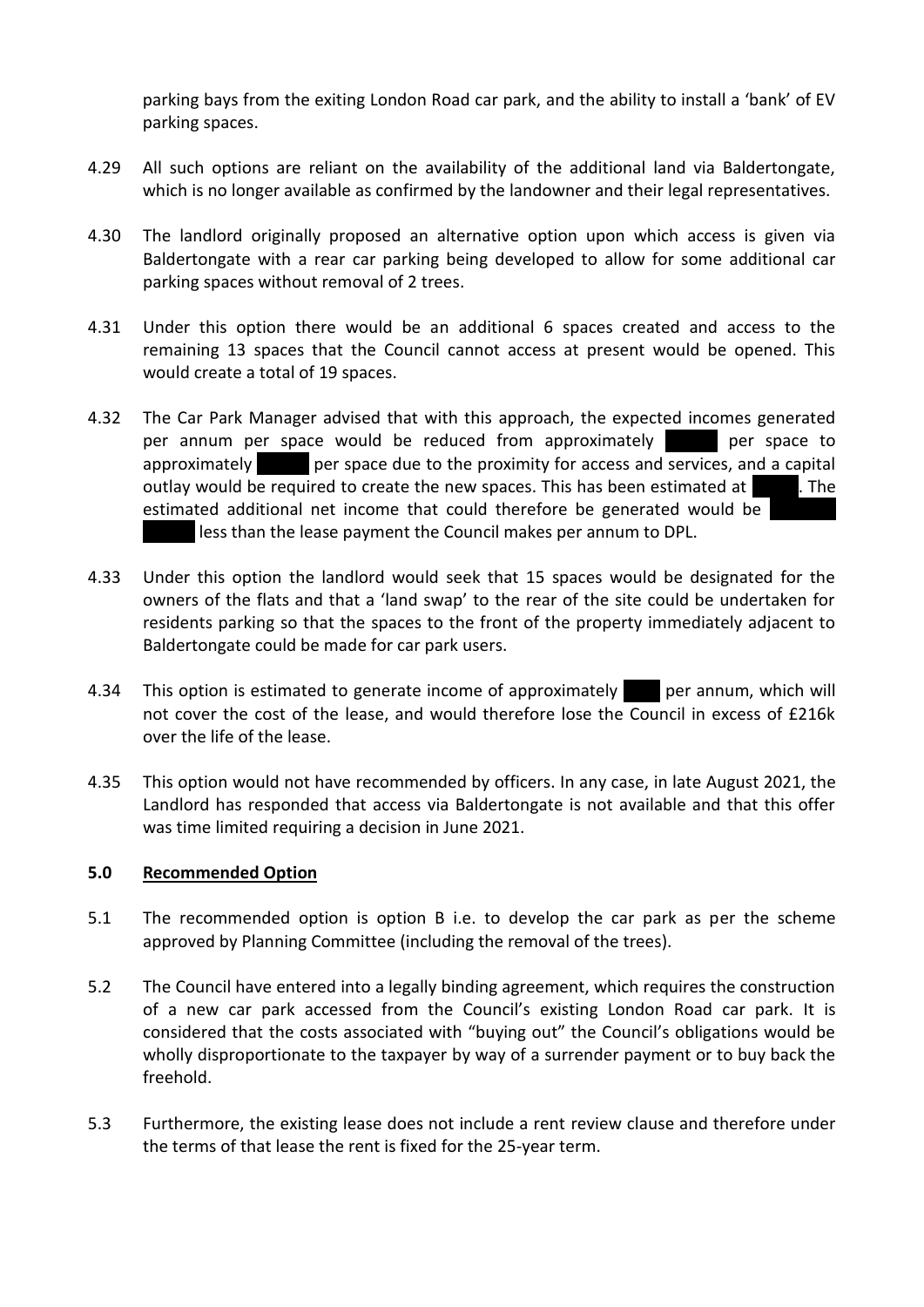parking bays from the exiting London Road car park, and the ability to install a 'bank' of EV parking spaces.

4.29 All such options are reliant on the availability of the additional land via Baldertongate, which is no longer available as confirmed by the landowner and their legal representatives.

4.30 The landlord originally proposed an alternative option upon which access is given via Baldertongate with a rear car parking being developed to allow for some additional car parking spaces without removal of 2 trees.

4.31 Under this option there would be an additional 6 spaces created and access to the remaining 13 spaces that the Council cannot access at present would be opened. This would create a total of 19 spaces.

4.32 The Car Park Manager advised that with this approach, the expected incomes generated per annum per space would be reduced from approximately per space to approximately per space due to the proximity for access and services, and a capital outlay would be required to create the new spaces. This has been estimated at . The estimated additional net income that could therefore be generated would be less than the lease payment the Council makes per annum to DPL.

4.33 Under this option the landlord would seek that 15 spaces would be designated for the owners of the flats and that a 'land swap' to the rear of the site could be undertaken for residents parking so that the spaces to the front of the property immediately adjacent to Baldertongate could be made for car park users.

4.34 This option is estimated to generate income of approximately per annum, which will not cover the cost of the lease, and would therefore lose the Council in excess of £216k over the life of the lease.

4.35 This option would not have recommended by officers. In any case, in late August 2021, the Landlord has responded that access via Baldertongate is not available and that this offer was time limited requiring a decision in June 2021.

## 5.0 Recommended Option

5.1 The recommended option is option B i.e. to develop the car park as per the scheme approved by Planning Committee (including the removal of the trees).

5.2 The Council have entered into a legally binding agreement, which requires the construction of a new car park accessed from the Council's existing London Road car park. It is considered that the costs associated with "buying out" the Council's obligations would be wholly disproportionate to the taxpayer by way of a surrender payment or to buy back the freehold.

5.3 Furthermore, the existing lease does not include a rent review clause and therefore under the terms of that lease the rent is fixed for the 25-year term.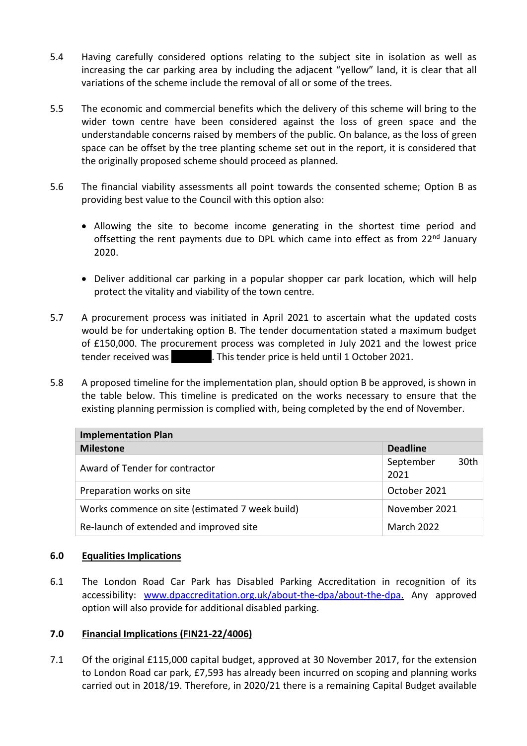5.4 Having carefully considered options relating to the subject site in isolation as well as increasing the car parking area by including the adjacent "yellow" land, it is clear that all variations of the scheme include the removal of all or some of the trees.

5.5 The economic and commercial benefits which the delivery of this scheme will bring to the wider town centre have been considered against the loss of green space and the understandable concerns raised by members of the public. On balance, as the loss of green space can be offset by the tree planting scheme set out in the report, it is considered that the originally proposed scheme should proceed as planned.

5.6 The financial viability assessments all point towards the consented scheme; Option B as providing best value to the Council with this option also:

- Allowing the site to become income generating in the shortest time period and offsetting the rent payments due to DPL which came into effect as from 22nd January 2020.
- Deliver additional car parking in a popular shopper car park location, which will help protect the vitality and viability of the town centre.

5.7 A procurement process was initiated in April 2021 to ascertain what the updated costs would be for undertaking option B. The tender documentation stated a maximum budget of £150,000. The procurement process was completed in July 2021 and the lowest price tender received was ██████. This tender price is held until 1 October 2021.

5.8 A proposed timeline for the implementation plan, should option B be approved, is shown in the table below. This timeline is predicated on the works necessary to ensure that the existing planning permission is complied with, being completed by the end of November.

| Implementation Plan | |
|---|---|
| **Milestone** | **Deadline** |
| Award of Tender for contractor | September 30th 2021 |
| Preparation works on site | October 2021 |
| Works commence on site (estimated 7 week build) | November 2021 |
| Re-launch of extended and improved site | March 2022 |

## 6.0 Equalities Implications

6.1 The London Road Car Park has Disabled Parking Accreditation in recognition of its accessibility: www.dpaccreditation.org.uk/about-the-dpa/about-the-dpa. Any approved option will also provide for additional disabled parking.

## 7.0 Financial Implications (FIN21-22/4006)

7.1 Of the original £115,000 capital budget, approved at 30 November 2017, for the extension to London Road car park, £7,593 has already been incurred on scoping and planning works carried out in 2018/19. Therefore, in 2020/21 there is a remaining Capital Budget available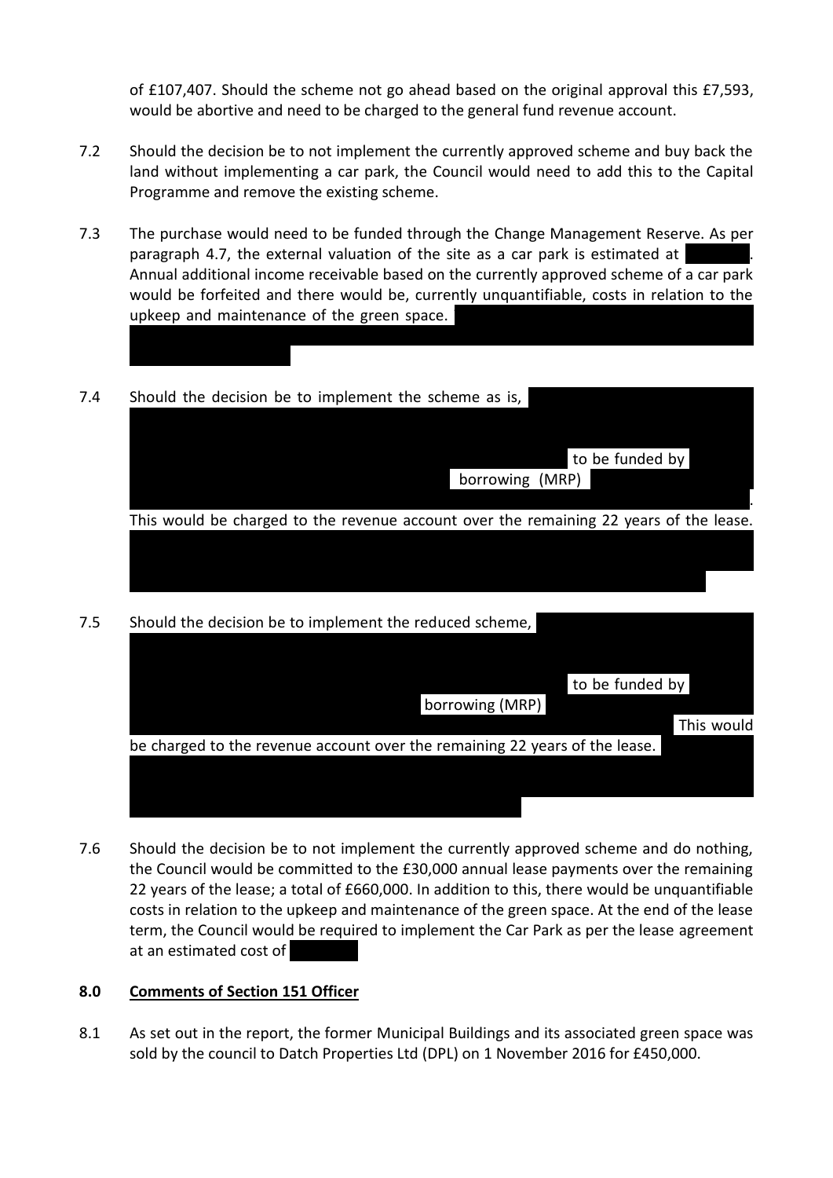of £107,407. Should the scheme not go ahead based on the original approval this £7,593, would be abortive and need to be charged to the general fund revenue account.

7.2 Should the decision be to not implement the currently approved scheme and buy back the land without implementing a car park, the Council would need to add this to the Capital Programme and remove the existing scheme.

7.3 The purchase would need to be funded through the Change Management Reserve. As per paragraph 4.7, the external valuation of the site as a car park is estimated at [REDACTED]. Annual additional income receivable based on the currently approved scheme of a car park would be forfeited and there would be, currently unquantifiable, costs in relation to the upkeep and maintenance of the green space. [REDACTED]

7.4 Should the decision be to implement the scheme as is, [REDACTED] to be funded by [REDACTED] borrowing (MRP) [REDACTED]. This would be charged to the revenue account over the remaining 22 years of the lease. [REDACTED]

7.5 Should the decision be to implement the reduced scheme, [REDACTED] to be funded by [REDACTED] borrowing (MRP) [REDACTED] This would be charged to the revenue account over the remaining 22 years of the lease. [REDACTED]

7.6 Should the decision be to not implement the currently approved scheme and do nothing, the Council would be committed to the £30,000 annual lease payments over the remaining 22 years of the lease; a total of £660,000. In addition to this, there would be unquantifiable costs in relation to the upkeep and maintenance of the green space. At the end of the lease term, the Council would be required to implement the Car Park as per the lease agreement at an estimated cost of [REDACTED]

## 8.0 Comments of Section 151 Officer

8.1 As set out in the report, the former Municipal Buildings and its associated green space was sold by the council to Datch Properties Ltd (DPL) on 1 November 2016 for £450,000.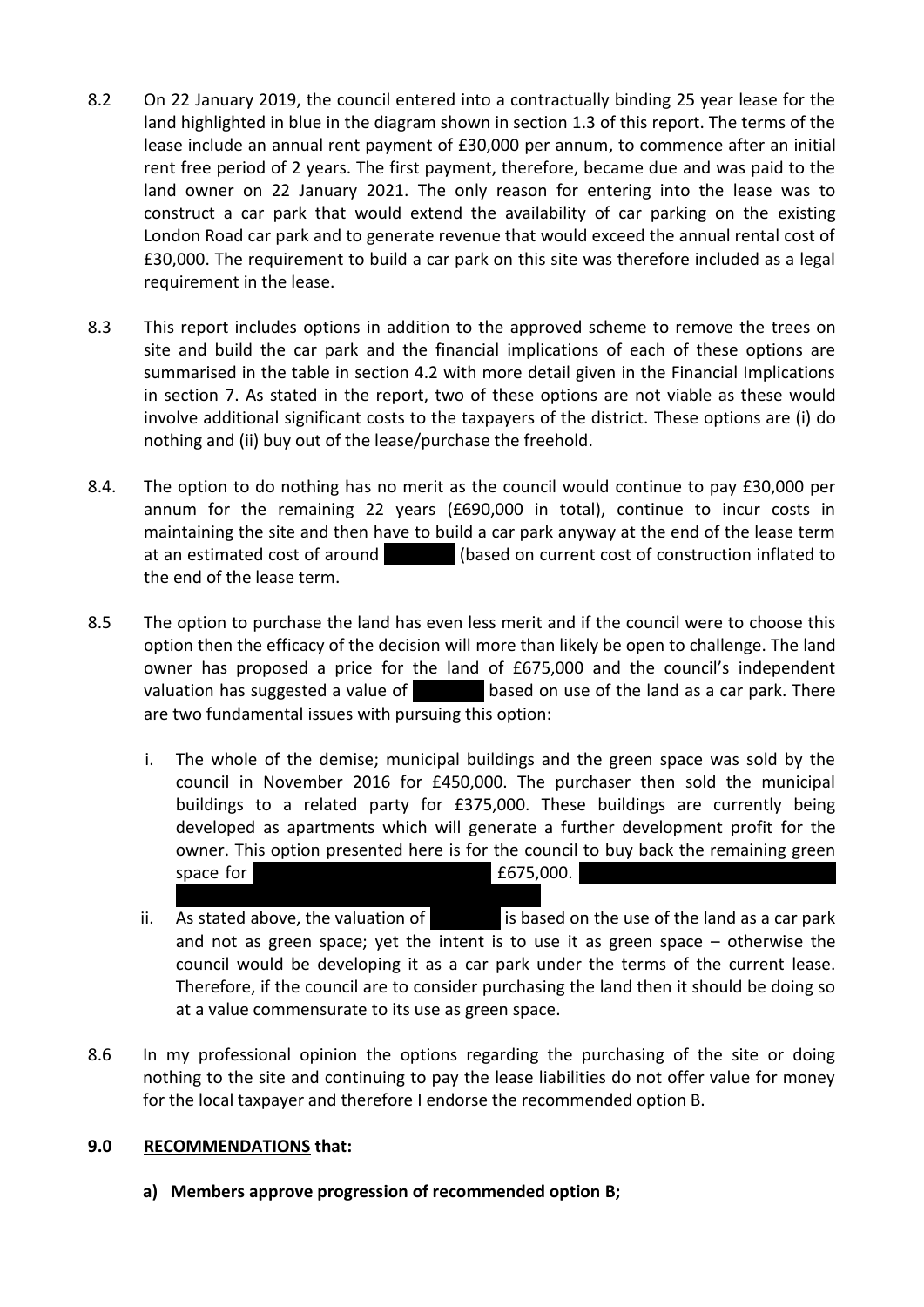8.2 On 22 January 2019, the council entered into a contractually binding 25 year lease for the land highlighted in blue in the diagram shown in section 1.3 of this report. The terms of the lease include an annual rent payment of £30,000 per annum, to commence after an initial rent free period of 2 years. The first payment, therefore, became due and was paid to the land owner on 22 January 2021. The only reason for entering into the lease was to construct a car park that would extend the availability of car parking on the existing London Road car park and to generate revenue that would exceed the annual rental cost of £30,000. The requirement to build a car park on this site was therefore included as a legal requirement in the lease.

8.3 This report includes options in addition to the approved scheme to remove the trees on site and build the car park and the financial implications of each of these options are summarised in the table in section 4.2 with more detail given in the Financial Implications in section 7. As stated in the report, two of these options are not viable as these would involve additional significant costs to the taxpayers of the district. These options are (i) do nothing and (ii) buy out of the lease/purchase the freehold.

8.4. The option to do nothing has no merit as the council would continue to pay £30,000 per annum for the remaining 22 years (£690,000 in total), continue to incur costs in maintaining the site and then have to build a car park anyway at the end of the lease term at an estimated cost of around ██████ (based on current cost of construction inflated to the end of the lease term.

8.5 The option to purchase the land has even less merit and if the council were to choose this option then the efficacy of the decision will more than likely be open to challenge. The land owner has proposed a price for the land of £675,000 and the council's independent valuation has suggested a value of ██████ based on use of the land as a car park. There are two fundamental issues with pursuing this option:

i. The whole of the demise; municipal buildings and the green space was sold by the council in November 2016 for £450,000. The purchaser then sold the municipal buildings to a related party for £375,000. These buildings are currently being developed as apartments which will generate a further development profit for the owner. This option presented here is for the council to buy back the remaining green space for ██████ £675,000. ██████

ii. As stated above, the valuation of ██████ is based on the use of the land as a car park and not as green space; yet the intent is to use it as green space – otherwise the council would be developing it as a car park under the terms of the current lease. Therefore, if the council are to consider purchasing the land then it should be doing so at a value commensurate to its use as green space.

8.6 In my professional opinion the options regarding the purchasing of the site or doing nothing to the site and continuing to pay the lease liabilities do not offer value for money for the local taxpayer and therefore I endorse the recommended option B.

## 9.0 <u>RECOMMENDATIONS</u> that:

**a) Members approve progression of recommended option B;**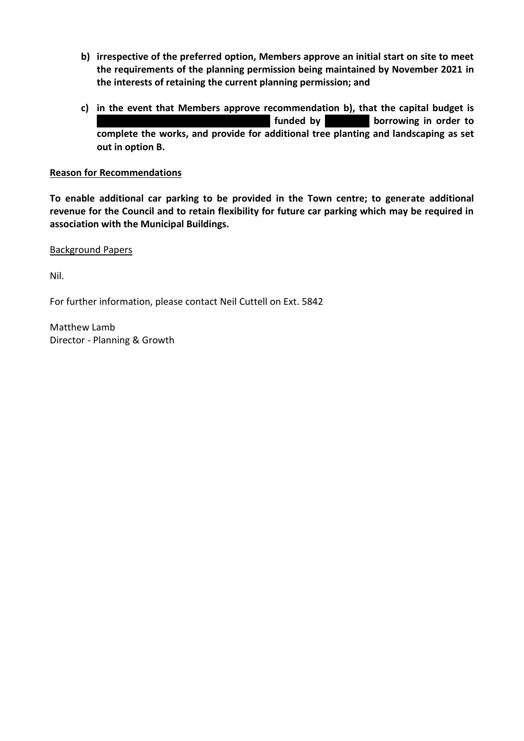- **b) irrespective of the preferred option, Members approve an initial start on site to meet the requirements of the planning permission being maintained by November 2021 in the interests of retaining the current planning permission; and**

- **c) in the event that Members approve recommendation b), that the capital budget is ██████████████████████ funded by ██████ borrowing in order to complete the works, and provide for additional tree planting and landscaping as set out in option B.**

**Reason for Recommendations**

**To enable additional car parking to be provided in the Town centre; to generate additional revenue for the Council and to retain flexibility for future car parking which may be required in association with the Municipal Buildings.**

Background Papers

Nil.

For further information, please contact Neil Cuttell on Ext. 5842

Matthew Lamb
Director - Planning & Growth